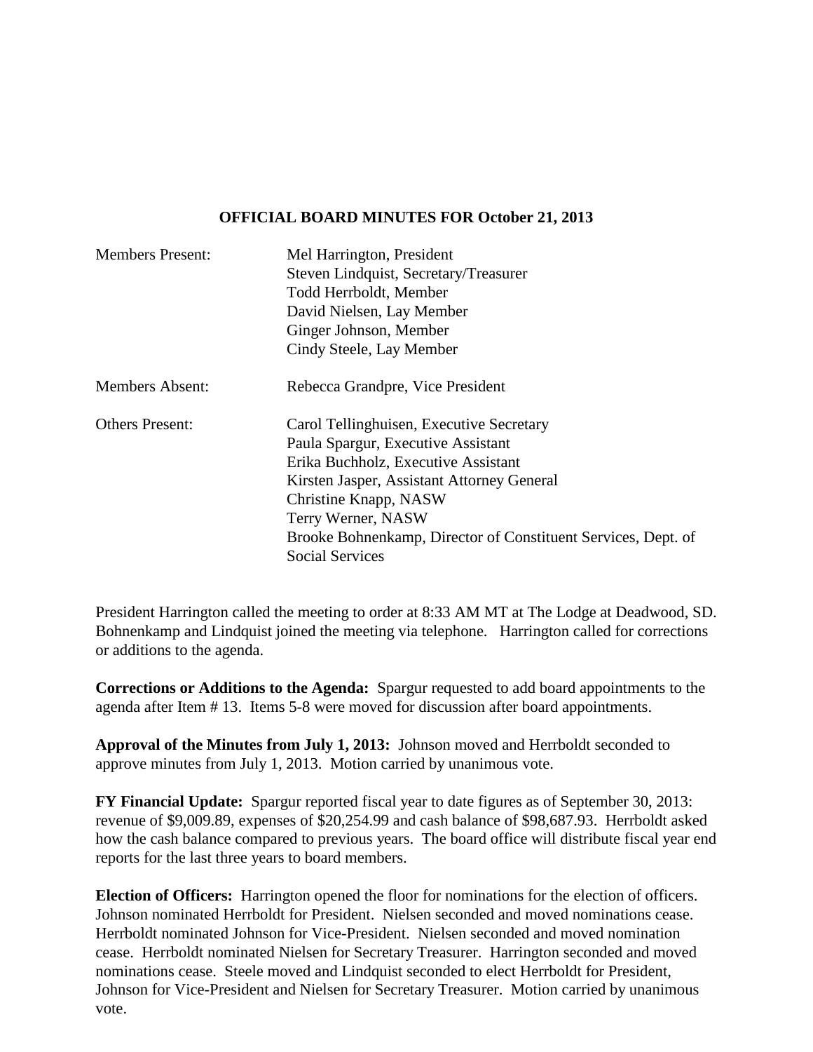# OFFICIAL BOARD MINUTES FOR October 21, 2013

| | |
|---|---|
| Members Present: | Mel Harrington, President<br>Steven Lindquist, Secretary/Treasurer<br>Todd Herrboldt, Member<br>David Nielsen, Lay Member<br>Ginger Johnson, Member<br>Cindy Steele, Lay Member |
| Members Absent: | Rebecca Grandpre, Vice President |
| Others Present: | Carol Tellinghuisen, Executive Secretary<br>Paula Spargur, Executive Assistant<br>Erika Buchholz, Executive Assistant<br>Kirsten Jasper, Assistant Attorney General<br>Christine Knapp, NASW<br>Terry Werner, NASW<br>Brooke Bohnenkamp, Director of Constituent Services, Dept. of Social Services |

President Harrington called the meeting to order at 8:33 AM MT at The Lodge at Deadwood, SD. Bohnenkamp and Lindquist joined the meeting via telephone. Harrington called for corrections or additions to the agenda.

**Corrections or Additions to the Agenda:** Spargur requested to add board appointments to the agenda after Item # 13. Items 5-8 were moved for discussion after board appointments.

**Approval of the Minutes from July 1, 2013:** Johnson moved and Herrboldt seconded to approve minutes from July 1, 2013. Motion carried by unanimous vote.

**FY Financial Update:** Spargur reported fiscal year to date figures as of September 30, 2013: revenue of $9,009.89, expenses of $20,254.99 and cash balance of $98,687.93. Herrboldt asked how the cash balance compared to previous years. The board office will distribute fiscal year end reports for the last three years to board members.

**Election of Officers:** Harrington opened the floor for nominations for the election of officers. Johnson nominated Herrboldt for President. Nielsen seconded and moved nominations cease. Herrboldt nominated Johnson for Vice-President. Nielsen seconded and moved nomination cease. Herrboldt nominated Nielsen for Secretary Treasurer. Harrington seconded and moved nominations cease. Steele moved and Lindquist seconded to elect Herrboldt for President, Johnson for Vice-President and Nielsen for Secretary Treasurer. Motion carried by unanimous vote.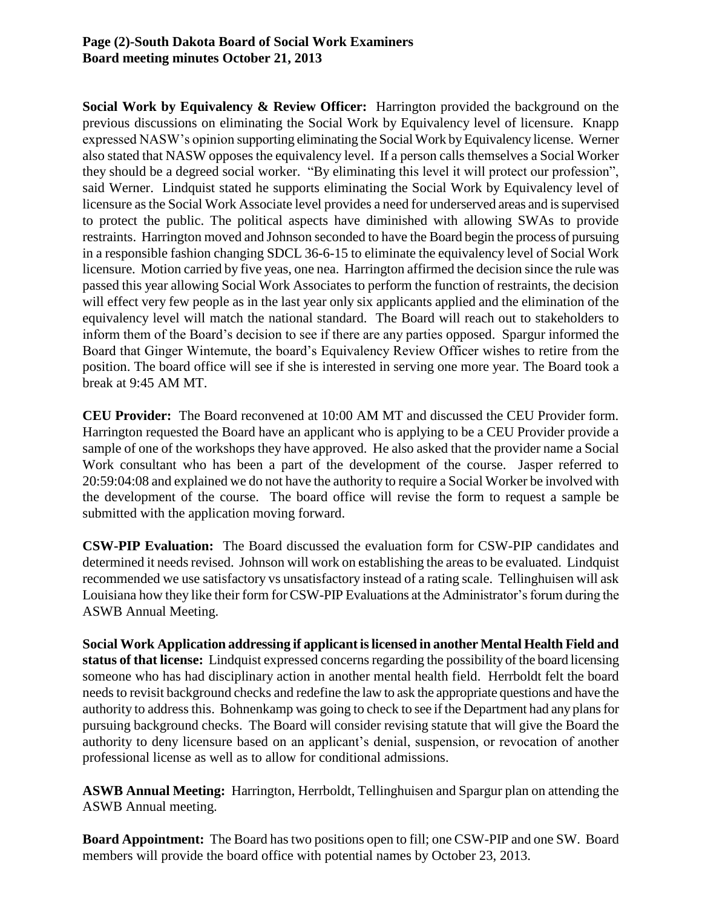**Social Work by Equivalency & Review Officer:** Harrington provided the background on the previous discussions on eliminating the Social Work by Equivalency level of licensure. Knapp expressed NASW's opinion supporting eliminating the Social Work by Equivalency license. Werner also stated that NASW opposes the equivalency level. If a person calls themselves a Social Worker they should be a degreed social worker. "By eliminating this level it will protect our profession", said Werner. Lindquist stated he supports eliminating the Social Work by Equivalency level of licensure as the Social Work Associate level provides a need for underserved areas and is supervised to protect the public. The political aspects have diminished with allowing SWAs to provide restraints. Harrington moved and Johnson seconded to have the Board begin the process of pursuing in a responsible fashion changing SDCL 36-6-15 to eliminate the equivalency level of Social Work licensure. Motion carried by five yeas, one nea. Harrington affirmed the decision since the rule was passed this year allowing Social Work Associates to perform the function of restraints, the decision will effect very few people as in the last year only six applicants applied and the elimination of the equivalency level will match the national standard. The Board will reach out to stakeholders to inform them of the Board's decision to see if there are any parties opposed. Spargur informed the Board that Ginger Wintemute, the board's Equivalency Review Officer wishes to retire from the position. The board office will see if she is interested in serving one more year. The Board took a break at 9:45 AM MT.

**CEU Provider:** The Board reconvened at 10:00 AM MT and discussed the CEU Provider form. Harrington requested the Board have an applicant who is applying to be a CEU Provider provide a sample of one of the workshops they have approved. He also asked that the provider name a Social Work consultant who has been a part of the development of the course. Jasper referred to 20:59:04:08 and explained we do not have the authority to require a Social Worker be involved with the development of the course. The board office will revise the form to request a sample be submitted with the application moving forward.

**CSW-PIP Evaluation:** The Board discussed the evaluation form for CSW-PIP candidates and determined it needs revised. Johnson will work on establishing the areas to be evaluated. Lindquist recommended we use satisfactory vs unsatisfactory instead of a rating scale. Tellinghuisen will ask Louisiana how they like their form for CSW-PIP Evaluations at the Administrator's forum during the ASWB Annual Meeting.

**Social Work Application addressing if applicant is licensed in another Mental Health Field and status of that license:** Lindquist expressed concerns regarding the possibility of the board licensing someone who has had disciplinary action in another mental health field. Herrboldt felt the board needs to revisit background checks and redefine the law to ask the appropriate questions and have the authority to address this. Bohnenkamp was going to check to see if the Department had any plans for pursuing background checks. The Board will consider revising statute that will give the Board the authority to deny licensure based on an applicant's denial, suspension, or revocation of another professional license as well as to allow for conditional admissions.

**ASWB Annual Meeting:** Harrington, Herrboldt, Tellinghuisen and Spargur plan on attending the ASWB Annual meeting.

**Board Appointment:** The Board has two positions open to fill; one CSW-PIP and one SW. Board members will provide the board office with potential names by October 23, 2013.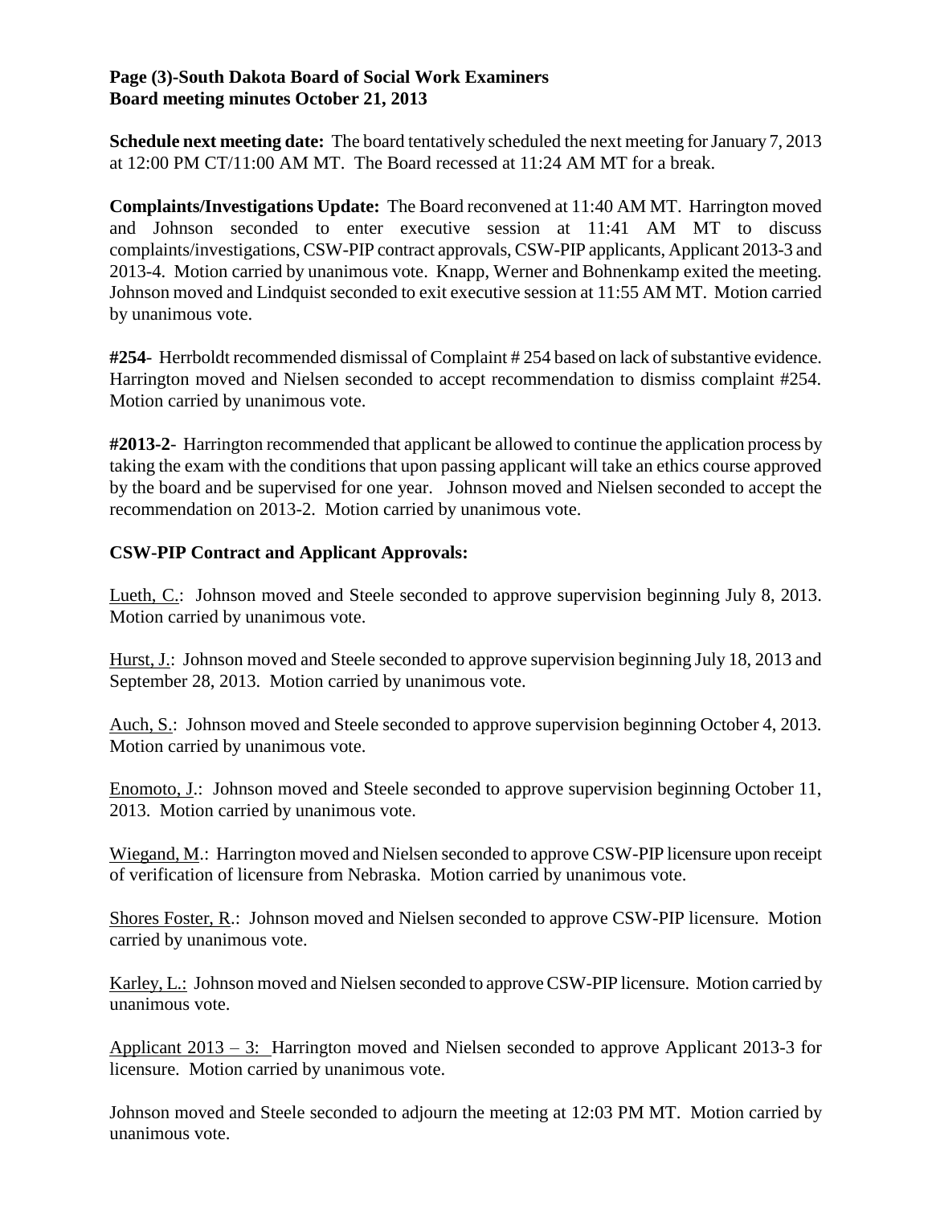**Schedule next meeting date:** The board tentatively scheduled the next meeting for January 7, 2013 at 12:00 PM CT/11:00 AM MT. The Board recessed at 11:24 AM MT for a break.

**Complaints/Investigations Update:** The Board reconvened at 11:40 AM MT. Harrington moved and Johnson seconded to enter executive session at 11:41 AM MT to discuss complaints/investigations, CSW-PIP contract approvals, CSW-PIP applicants, Applicant 2013-3 and 2013-4. Motion carried by unanimous vote. Knapp, Werner and Bohnenkamp exited the meeting. Johnson moved and Lindquist seconded to exit executive session at 11:55 AM MT. Motion carried by unanimous vote.

**#254**- Herrboldt recommended dismissal of Complaint # 254 based on lack of substantive evidence. Harrington moved and Nielsen seconded to accept recommendation to dismiss complaint #254. Motion carried by unanimous vote.

**#2013-2**- Harrington recommended that applicant be allowed to continue the application process by taking the exam with the conditions that upon passing applicant will take an ethics course approved by the board and be supervised for one year. Johnson moved and Nielsen seconded to accept the recommendation on 2013-2. Motion carried by unanimous vote.

**CSW-PIP Contract and Applicant Approvals:**

Lueth, C.: Johnson moved and Steele seconded to approve supervision beginning July 8, 2013. Motion carried by unanimous vote.

Hurst, J.: Johnson moved and Steele seconded to approve supervision beginning July 18, 2013 and September 28, 2013. Motion carried by unanimous vote.

Auch, S.: Johnson moved and Steele seconded to approve supervision beginning October 4, 2013. Motion carried by unanimous vote.

Enomoto, J.: Johnson moved and Steele seconded to approve supervision beginning October 11, 2013. Motion carried by unanimous vote.

Wiegand, M.: Harrington moved and Nielsen seconded to approve CSW-PIP licensure upon receipt of verification of licensure from Nebraska. Motion carried by unanimous vote.

Shores Foster, R.: Johnson moved and Nielsen seconded to approve CSW-PIP licensure. Motion carried by unanimous vote.

Karley, L.: Johnson moved and Nielsen seconded to approve CSW-PIP licensure. Motion carried by unanimous vote.

Applicant 2013 – 3: Harrington moved and Nielsen seconded to approve Applicant 2013-3 for licensure. Motion carried by unanimous vote.

Johnson moved and Steele seconded to adjourn the meeting at 12:03 PM MT. Motion carried by unanimous vote.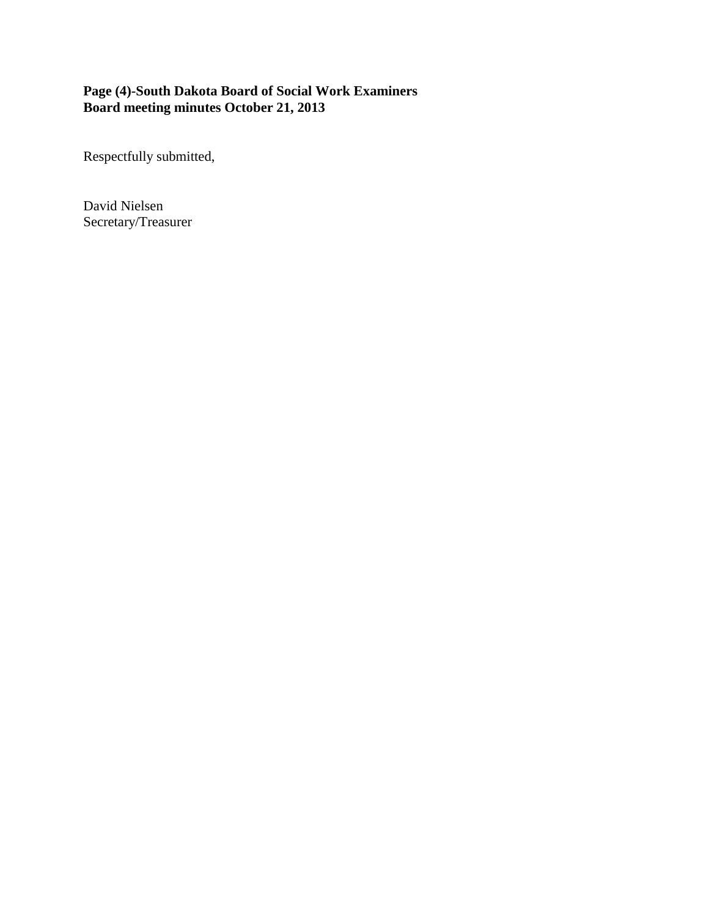Respectfully submitted,

David Nielsen
Secretary/Treasurer